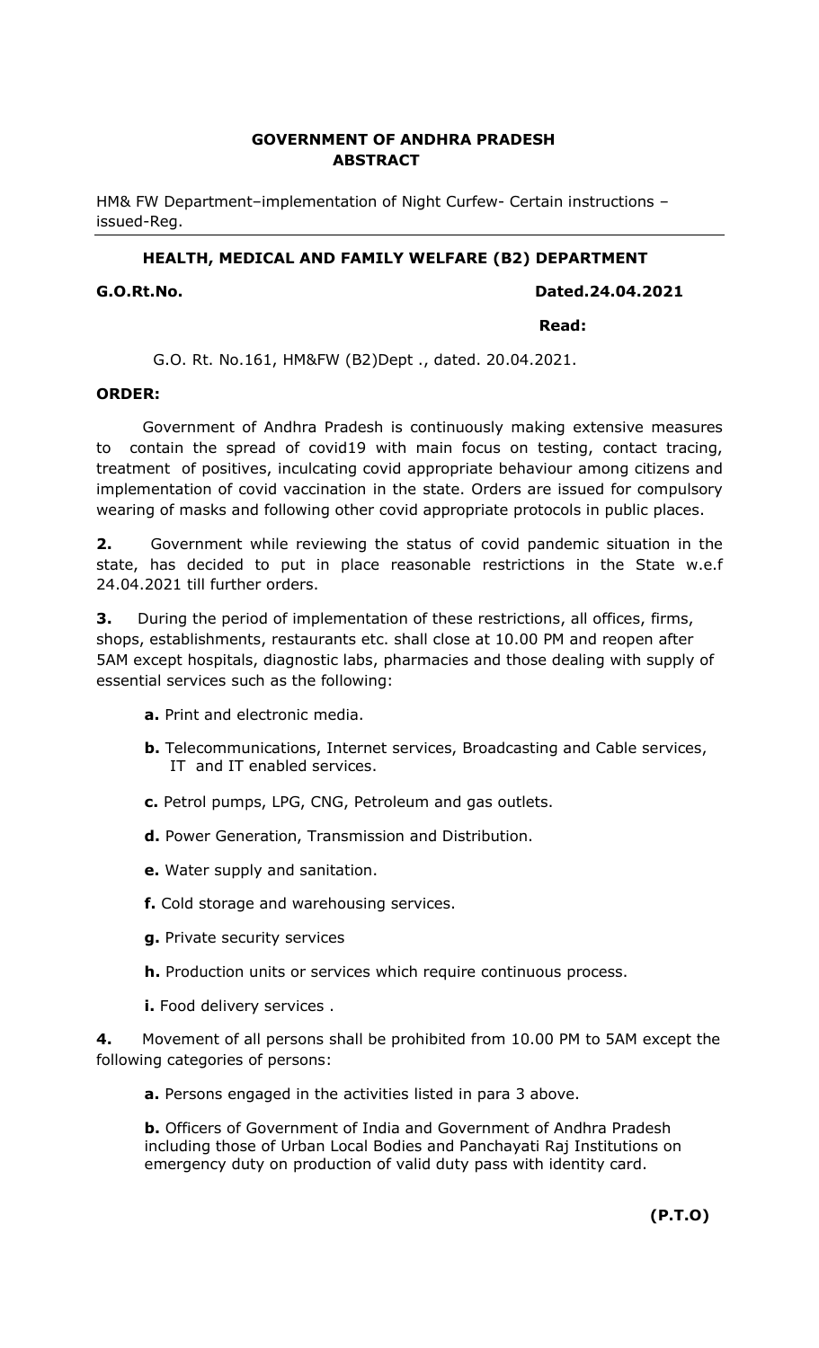**GOVERNMENT OF ANDHRA PRADESH**
**ABSTRACT**

HM& FW Department–implementation of Night Curfew- Certain instructions – issued-Reg.

---

**HEALTH, MEDICAL AND FAMILY WELFARE (B2) DEPARTMENT**

**G.O.Rt.No.** **Dated.24.04.2021**

**Read:**

G.O. Rt. No.161, HM&FW (B2)Dept ., dated. 20.04.2021.

**ORDER:**

Government of Andhra Pradesh is continuously making extensive measures to contain the spread of covid19 with main focus on testing, contact tracing, treatment of positives, inculcating covid appropriate behaviour among citizens and implementation of covid vaccination in the state. Orders are issued for compulsory wearing of masks and following other covid appropriate protocols in public places.

**2.** Government while reviewing the status of covid pandemic situation in the state, has decided to put in place reasonable restrictions in the State w.e.f 24.04.2021 till further orders.

**3.** During the period of implementation of these restrictions, all offices, firms, shops, establishments, restaurants etc. shall close at 10.00 PM and reopen after 5AM except hospitals, diagnostic labs, pharmacies and those dealing with supply of essential services such as the following:

- **a.** Print and electronic media.
- **b.** Telecommunications, Internet services, Broadcasting and Cable services, IT and IT enabled services.
- **c.** Petrol pumps, LPG, CNG, Petroleum and gas outlets.
- **d.** Power Generation, Transmission and Distribution.
- **e.** Water supply and sanitation.
- **f.** Cold storage and warehousing services.
- **g.** Private security services
- **h.** Production units or services which require continuous process.
- **i.** Food delivery services .

**4.** Movement of all persons shall be prohibited from 10.00 PM to 5AM except the following categories of persons:

- **a.** Persons engaged in the activities listed in para 3 above.
- **b.** Officers of Government of India and Government of Andhra Pradesh including those of Urban Local Bodies and Panchayati Raj Institutions on emergency duty on production of valid duty pass with identity card.

**(P.T.O)**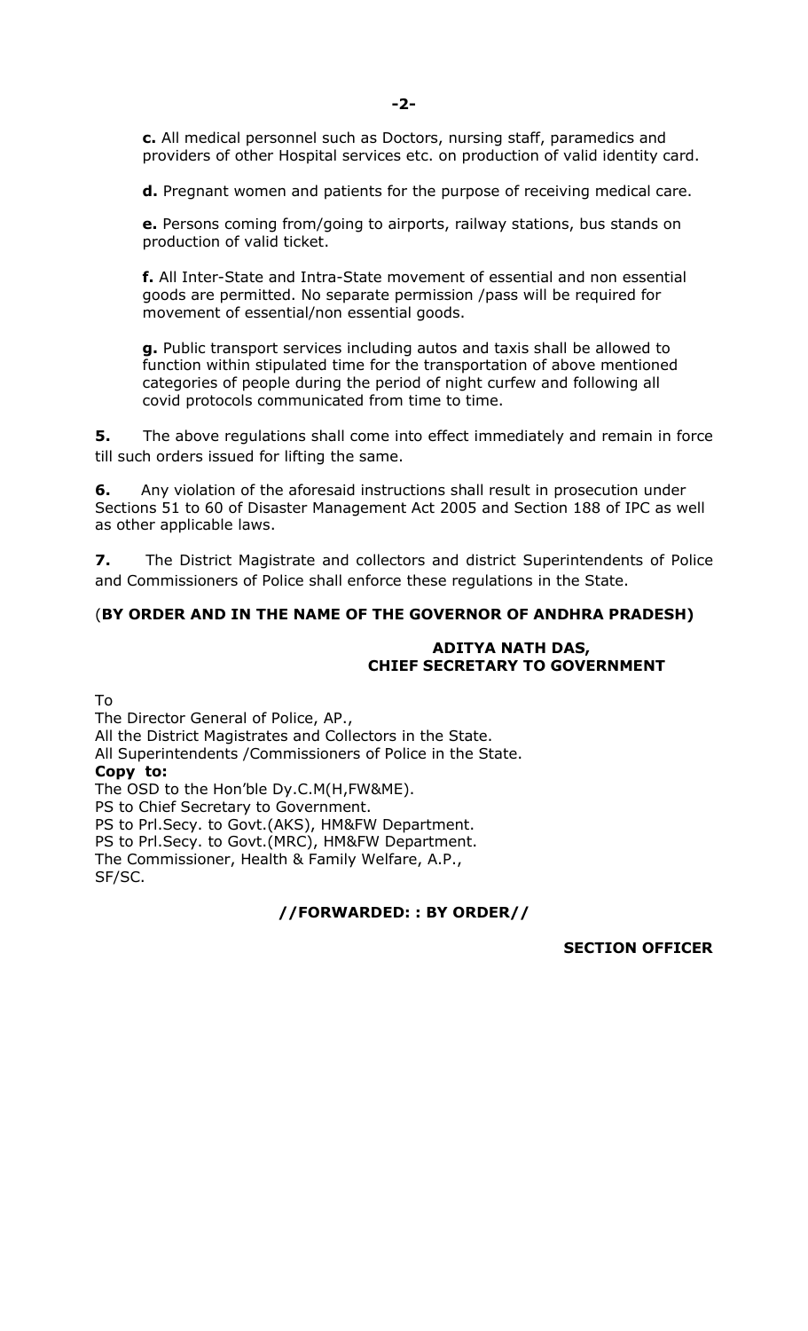**c.** All medical personnel such as Doctors, nursing staff, paramedics and providers of other Hospital services etc. on production of valid identity card.

**d.** Pregnant women and patients for the purpose of receiving medical care.

**e.** Persons coming from/going to airports, railway stations, bus stands on production of valid ticket.

**f.** All Inter-State and Intra-State movement of essential and non essential goods are permitted. No separate permission /pass will be required for movement of essential/non essential goods.

**g.** Public transport services including autos and taxis shall be allowed to function within stipulated time for the transportation of above mentioned categories of people during the period of night curfew and following all covid protocols communicated from time to time.

**5.** The above regulations shall come into effect immediately and remain in force till such orders issued for lifting the same.

**6.** Any violation of the aforesaid instructions shall result in prosecution under Sections 51 to 60 of Disaster Management Act 2005 and Section 188 of IPC as well as other applicable laws.

**7.** The District Magistrate and collectors and district Superintendents of Police and Commissioners of Police shall enforce these regulations in the State.

(**BY ORDER AND IN THE NAME OF THE GOVERNOR OF ANDHRA PRADESH)**

**ADITYA NATH DAS,**
**CHIEF SECRETARY TO GOVERNMENT**

To
The Director General of Police, AP.,
All the District Magistrates and Collectors in the State.
All Superintendents /Commissioners of Police in the State.

**Copy to:**
The OSD to the Hon'ble Dy.C.M(H,FW&ME).
PS to Chief Secretary to Government.
PS to Prl.Secy. to Govt.(AKS), HM&FW Department.
PS to Prl.Secy. to Govt.(MRC), HM&FW Department.
The Commissioner, Health & Family Welfare, A.P.,
SF/SC.

**//FORWARDED: : BY ORDER//**

**SECTION OFFICER**